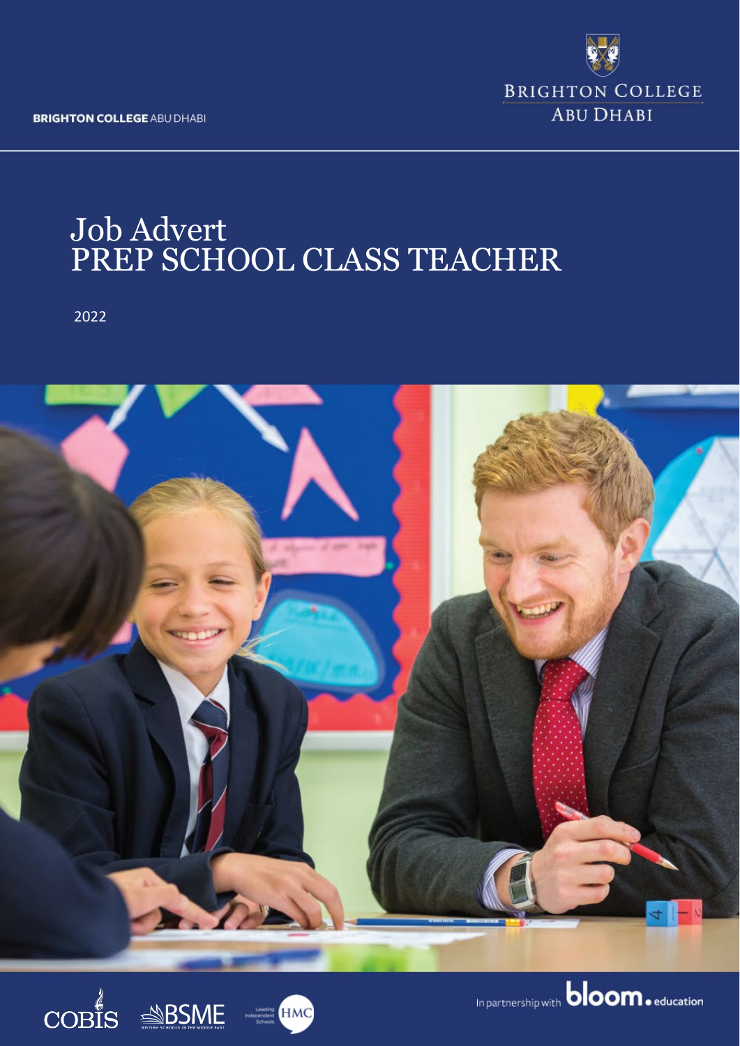BRIGHTON COLLEGE ABU DHABI

# Job Advert
# PREP SCHOOL CLASS TEACHER

2022

In partnership with bloom.education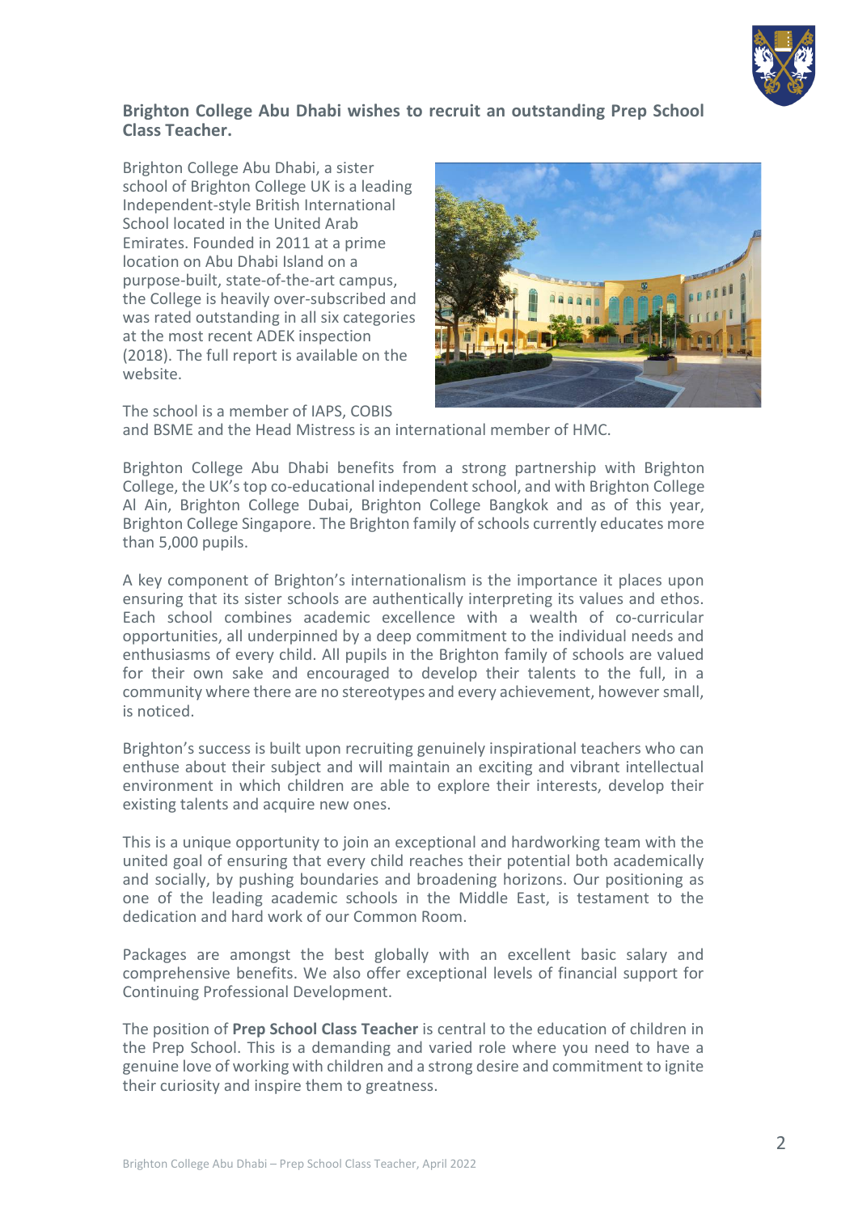**Brighton College Abu Dhabi wishes to recruit an outstanding Prep School Class Teacher.**

Brighton College Abu Dhabi, a sister school of Brighton College UK is a leading Independent-style British International School located in the United Arab Emirates. Founded in 2011 at a prime location on Abu Dhabi Island on a purpose-built, state-of-the-art campus, the College is heavily over-subscribed and was rated outstanding in all six categories at the most recent ADEK inspection (2018). The full report is available on the website.

The school is a member of IAPS, COBIS and BSME and the Head Mistress is an international member of HMC.

Brighton College Abu Dhabi benefits from a strong partnership with Brighton College, the UK's top co-educational independent school, and with Brighton College Al Ain, Brighton College Dubai, Brighton College Bangkok and as of this year, Brighton College Singapore. The Brighton family of schools currently educates more than 5,000 pupils.

A key component of Brighton's internationalism is the importance it places upon ensuring that its sister schools are authentically interpreting its values and ethos. Each school combines academic excellence with a wealth of co-curricular opportunities, all underpinned by a deep commitment to the individual needs and enthusiasms of every child. All pupils in the Brighton family of schools are valued for their own sake and encouraged to develop their talents to the full, in a community where there are no stereotypes and every achievement, however small, is noticed.

Brighton's success is built upon recruiting genuinely inspirational teachers who can enthuse about their subject and will maintain an exciting and vibrant intellectual environment in which children are able to explore their interests, develop their existing talents and acquire new ones.

This is a unique opportunity to join an exceptional and hardworking team with the united goal of ensuring that every child reaches their potential both academically and socially, by pushing boundaries and broadening horizons. Our positioning as one of the leading academic schools in the Middle East, is testament to the dedication and hard work of our Common Room.

Packages are amongst the best globally with an excellent basic salary and comprehensive benefits. We also offer exceptional levels of financial support for Continuing Professional Development.

The position of **Prep School Class Teacher** is central to the education of children in the Prep School. This is a demanding and varied role where you need to have a genuine love of working with children and a strong desire and commitment to ignite their curiosity and inspire them to greatness.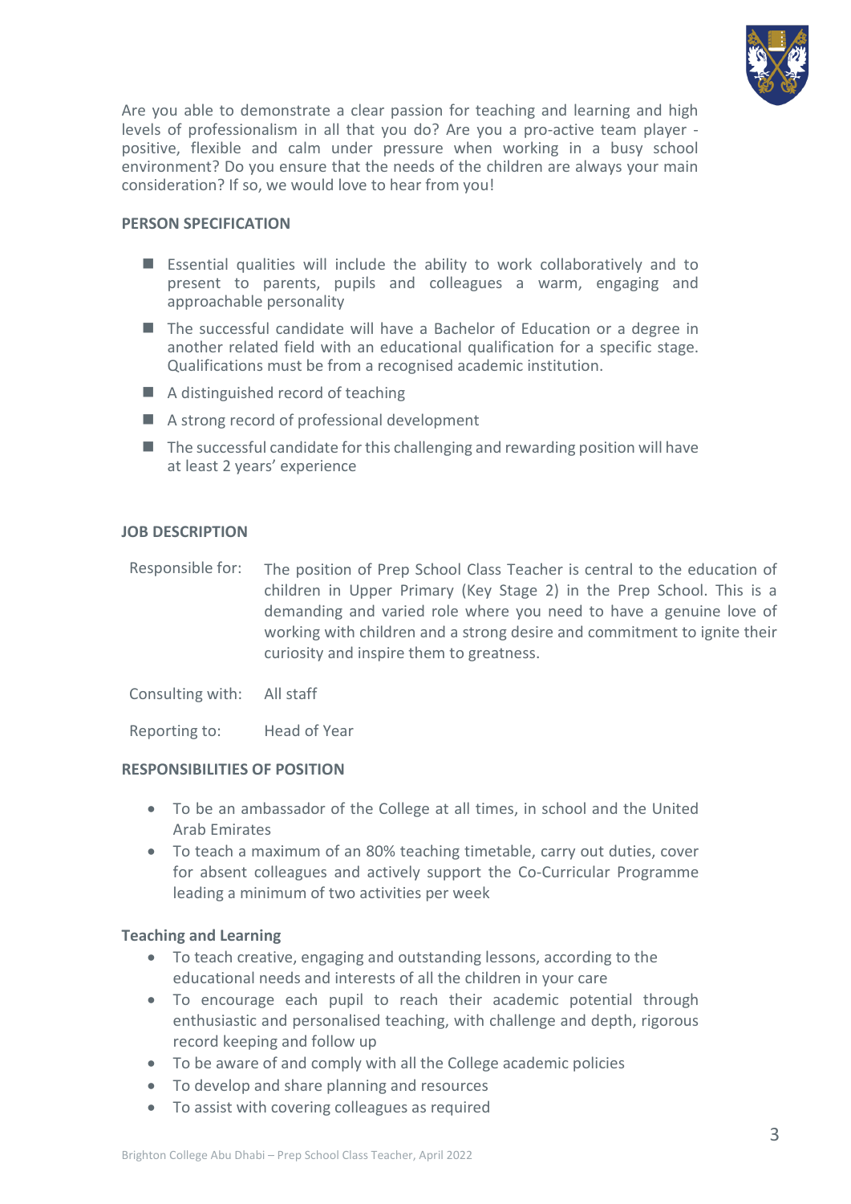Are you able to demonstrate a clear passion for teaching and learning and high levels of professionalism in all that you do? Are you a pro-active team player - positive, flexible and calm under pressure when working in a busy school environment? Do you ensure that the needs of the children are always your main consideration? If so, we would love to hear from you!

**PERSON SPECIFICATION**

- Essential qualities will include the ability to work collaboratively and to present to parents, pupils and colleagues a warm, engaging and approachable personality
- The successful candidate will have a Bachelor of Education or a degree in another related field with an educational qualification for a specific stage. Qualifications must be from a recognised academic institution.
- A distinguished record of teaching
- A strong record of professional development
- The successful candidate for this challenging and rewarding position will have at least 2 years' experience

**JOB DESCRIPTION**

| | |
|---|---|
| Responsible for: | The position of Prep School Class Teacher is central to the education of children in Upper Primary (Key Stage 2) in the Prep School. This is a demanding and varied role where you need to have a genuine love of working with children and a strong desire and commitment to ignite their curiosity and inspire them to greatness. |
| Consulting with: | All staff |
| Reporting to: | Head of Year |

**RESPONSIBILITIES OF POSITION**

- To be an ambassador of the College at all times, in school and the United Arab Emirates
- To teach a maximum of an 80% teaching timetable, carry out duties, cover for absent colleagues and actively support the Co-Curricular Programme leading a minimum of two activities per week

**Teaching and Learning**

- To teach creative, engaging and outstanding lessons, according to the educational needs and interests of all the children in your care
- To encourage each pupil to reach their academic potential through enthusiastic and personalised teaching, with challenge and depth, rigorous record keeping and follow up
- To be aware of and comply with all the College academic policies
- To develop and share planning and resources
- To assist with covering colleagues as required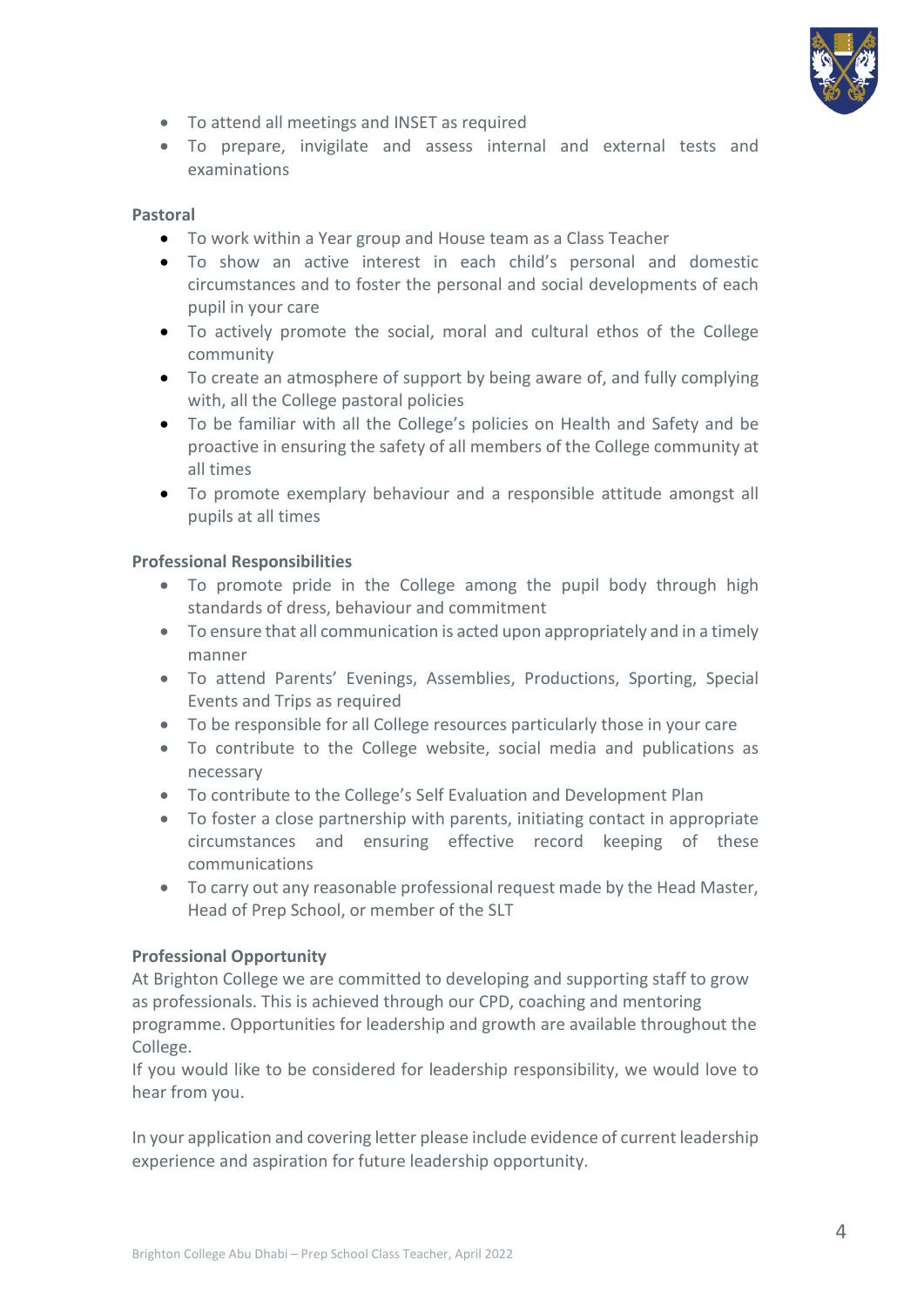- To attend all meetings and INSET as required
- To prepare, invigilate and assess internal and external tests and examinations

**Pastoral**

- To work within a Year group and House team as a Class Teacher
- To show an active interest in each child's personal and domestic circumstances and to foster the personal and social developments of each pupil in your care
- To actively promote the social, moral and cultural ethos of the College community
- To create an atmosphere of support by being aware of, and fully complying with, all the College pastoral policies
- To be familiar with all the College's policies on Health and Safety and be proactive in ensuring the safety of all members of the College community at all times
- To promote exemplary behaviour and a responsible attitude amongst all pupils at all times

**Professional Responsibilities**

- To promote pride in the College among the pupil body through high standards of dress, behaviour and commitment
- To ensure that all communication is acted upon appropriately and in a timely manner
- To attend Parents' Evenings, Assemblies, Productions, Sporting, Special Events and Trips as required
- To be responsible for all College resources particularly those in your care
- To contribute to the College website, social media and publications as necessary
- To contribute to the College's Self Evaluation and Development Plan
- To foster a close partnership with parents, initiating contact in appropriate circumstances and ensuring effective record keeping of these communications
- To carry out any reasonable professional request made by the Head Master, Head of Prep School, or member of the SLT

**Professional Opportunity**

At Brighton College we are committed to developing and supporting staff to grow as professionals. This is achieved through our CPD, coaching and mentoring programme. Opportunities for leadership and growth are available throughout the College.

If you would like to be considered for leadership responsibility, we would love to hear from you.

In your application and covering letter please include evidence of current leadership experience and aspiration for future leadership opportunity.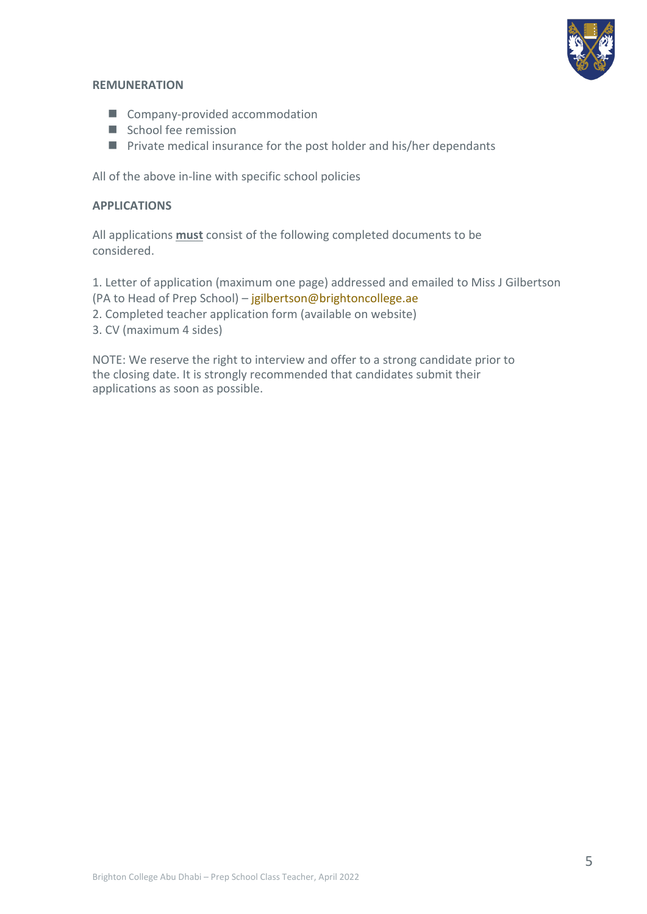**REMUNERATION**

- Company-provided accommodation
- School fee remission
- Private medical insurance for the post holder and his/her dependants

All of the above in-line with specific school policies

**APPLICATIONS**

All applications **must** consist of the following completed documents to be considered.

1. Letter of application (maximum one page) addressed and emailed to Miss J Gilbertson (PA to Head of Prep School) – jgilbertson@brightoncollege.ae
2. Completed teacher application form (available on website)
3. CV (maximum 4 sides)

NOTE: We reserve the right to interview and offer to a strong candidate prior to the closing date. It is strongly recommended that candidates submit their applications as soon as possible.